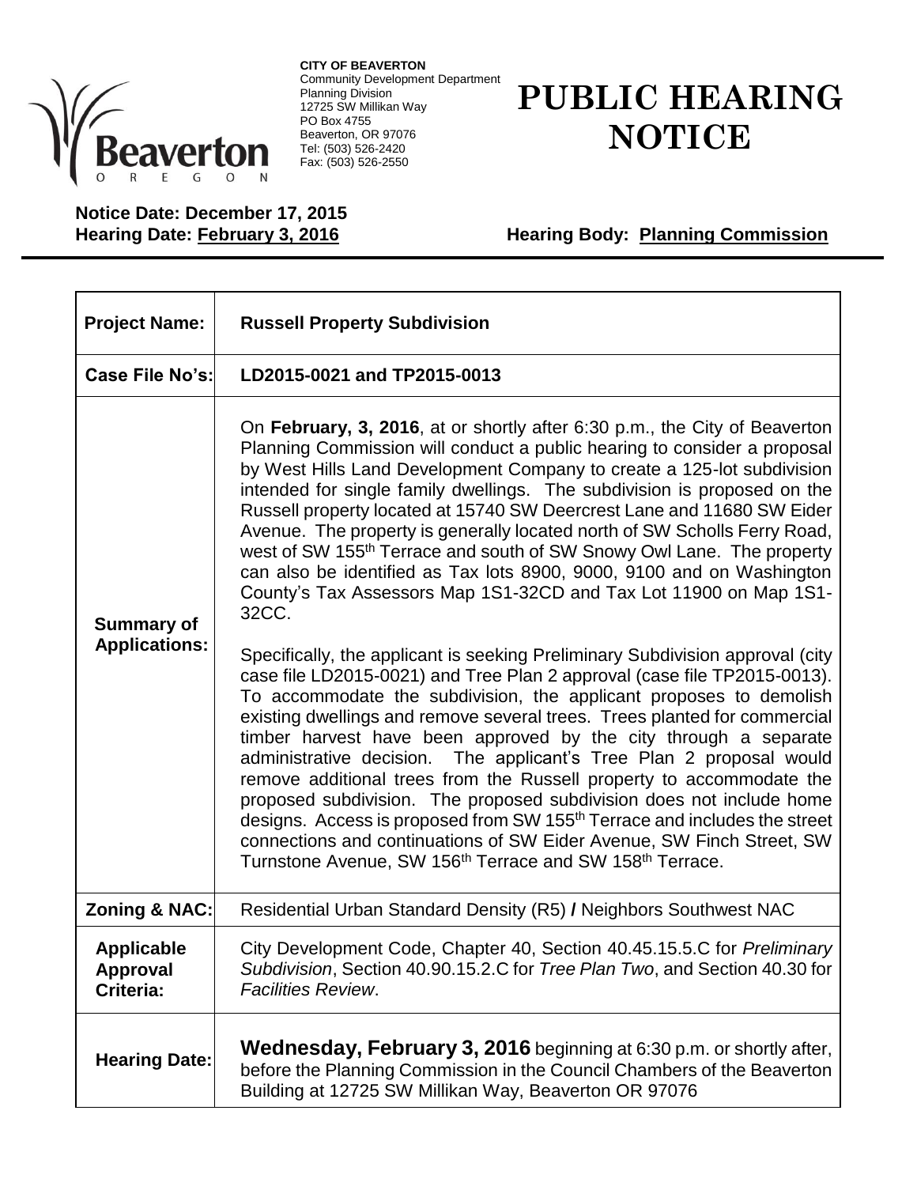**CITY OF BEAVERTON**
Community Development Department
Planning Division
12725 SW Millikan Way
PO Box 4755
Beaverton, OR 97076
Tel: (503) 526-2420
Fax: (503) 526-2550

# PUBLIC HEARING NOTICE

**Notice Date: December 17, 2015**

**Hearing Date: February 3, 2016** **Hearing Body: Planning Commission**

| **Project Name:** | **Russell Property Subdivision** |
|---|---|
| **Case File No's:** | **LD2015-0021 and TP2015-0013** |
| **Summary of Applications:** | On **February, 3, 2016**, at or shortly after 6:30 p.m., the City of Beaverton Planning Commission will conduct a public hearing to consider a proposal by West Hills Land Development Company to create a 125-lot subdivision intended for single family dwellings. The subdivision is proposed on the Russell property located at 15740 SW Deercrest Lane and 11680 SW Eider Avenue. The property is generally located north of SW Scholls Ferry Road, west of SW 155th Terrace and south of SW Snowy Owl Lane. The property can also be identified as Tax lots 8900, 9000, 9100 and on Washington County's Tax Assessors Map 1S1-32CD and Tax Lot 11900 on Map 1S1-32CC.<br><br>Specifically, the applicant is seeking Preliminary Subdivision approval (city case file LD2015-0021) and Tree Plan 2 approval (case file TP2015-0013). To accommodate the subdivision, the applicant proposes to demolish existing dwellings and remove several trees. Trees planted for commercial timber harvest have been approved by the city through a separate administrative decision. The applicant's Tree Plan 2 proposal would remove additional trees from the Russell property to accommodate the proposed subdivision. The proposed subdivision does not include home designs. Access is proposed from SW 155th Terrace and includes the street connections and continuations of SW Eider Avenue, SW Finch Street, SW Turnstone Avenue, SW 156th Terrace and SW 158th Terrace. |
| **Zoning & NAC:** | Residential Urban Standard Density (R5) / Neighbors Southwest NAC |
| **Applicable Approval Criteria:** | City Development Code, Chapter 40, Section 40.45.15.5.C for *Preliminary Subdivision*, Section 40.90.15.2.C for *Tree Plan Two*, and Section 40.30 for *Facilities Review*. |
| **Hearing Date:** | **Wednesday, February 3, 2016** beginning at 6:30 p.m. or shortly after, before the Planning Commission in the Council Chambers of the Beaverton Building at 12725 SW Millikan Way, Beaverton OR 97076 |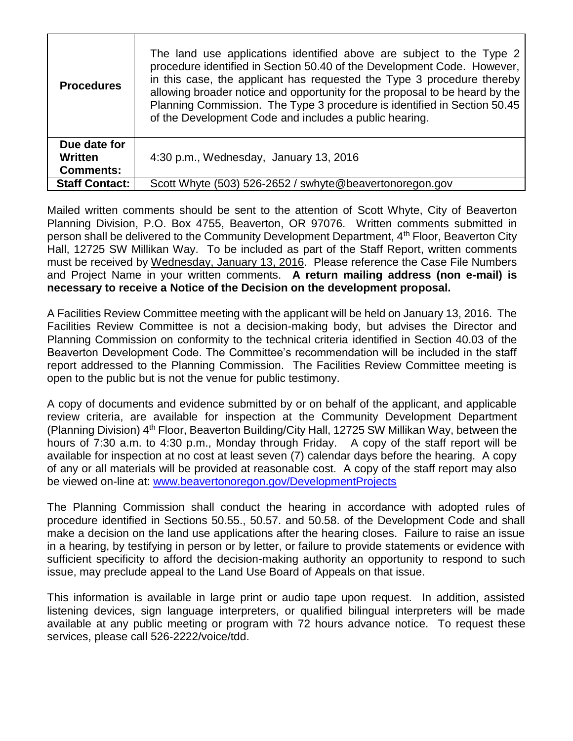| | |
|---|---|
| **Procedures** | The land use applications identified above are subject to the Type 2 procedure identified in Section 50.40 of the Development Code. However, in this case, the applicant has requested the Type 3 procedure thereby allowing broader notice and opportunity for the proposal to be heard by the Planning Commission. The Type 3 procedure is identified in Section 50.45 of the Development Code and includes a public hearing. |
| **Due date for Written Comments:** | 4:30 p.m., Wednesday, January 13, 2016 |
| **Staff Contact:** | Scott Whyte (503) 526-2652 / swhyte@beavertonoregon.gov |

Mailed written comments should be sent to the attention of Scott Whyte, City of Beaverton Planning Division, P.O. Box 4755, Beaverton, OR 97076. Written comments submitted in person shall be delivered to the Community Development Department, 4th Floor, Beaverton City Hall, 12725 SW Millikan Way. To be included as part of the Staff Report, written comments must be received by Wednesday, January 13, 2016. Please reference the Case File Numbers and Project Name in your written comments. **A return mailing address (non e-mail) is necessary to receive a Notice of the Decision on the development proposal.**

A Facilities Review Committee meeting with the applicant will be held on January 13, 2016. The Facilities Review Committee is not a decision-making body, but advises the Director and Planning Commission on conformity to the technical criteria identified in Section 40.03 of the Beaverton Development Code. The Committee's recommendation will be included in the staff report addressed to the Planning Commission. The Facilities Review Committee meeting is open to the public but is not the venue for public testimony.

A copy of documents and evidence submitted by or on behalf of the applicant, and applicable review criteria, are available for inspection at the Community Development Department (Planning Division) 4th Floor, Beaverton Building/City Hall, 12725 SW Millikan Way, between the hours of 7:30 a.m. to 4:30 p.m., Monday through Friday. A copy of the staff report will be available for inspection at no cost at least seven (7) calendar days before the hearing. A copy of any or all materials will be provided at reasonable cost. A copy of the staff report may also be viewed on-line at: [www.beavertonoregon.gov/DevelopmentProjects](http://www.beavertonoregon.gov/DevelopmentProjects)

The Planning Commission shall conduct the hearing in accordance with adopted rules of procedure identified in Sections 50.55., 50.57. and 50.58. of the Development Code and shall make a decision on the land use applications after the hearing closes. Failure to raise an issue in a hearing, by testifying in person or by letter, or failure to provide statements or evidence with sufficient specificity to afford the decision-making authority an opportunity to respond to such issue, may preclude appeal to the Land Use Board of Appeals on that issue.

This information is available in large print or audio tape upon request. In addition, assisted listening devices, sign language interpreters, or qualified bilingual interpreters will be made available at any public meeting or program with 72 hours advance notice. To request these services, please call 526-2222/voice/tdd.